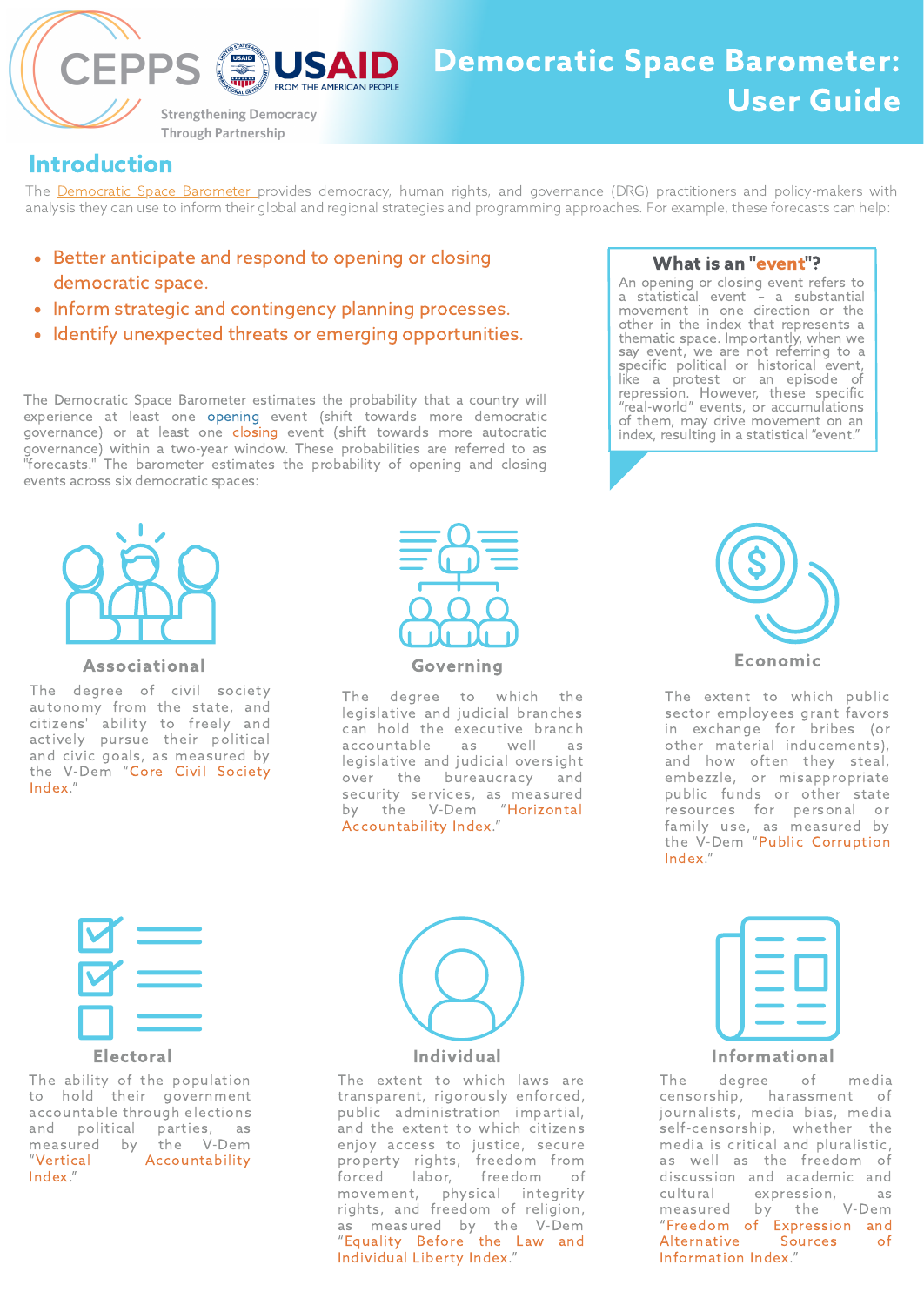CEPPS — Strengthening Democracy Through Partnership

USAID — FROM THE AMERICAN PEOPLE

# Democratic Space Barometer: User Guide

## Introduction

The Democratic Space Barometer provides democracy, human rights, and governance (DRG) practitioners and policy-makers with analysis they can use to inform their global and regional strategies and programming approaches. For example, these forecasts can help:

- Better anticipate and respond to opening or closing democratic space.
- Inform strategic and contingency planning processes.
- Identify unexpected threats or emerging opportunities.

### What is an "event"?

An opening or closing event refers to a statistical event – a substantial movement in one direction or the other in the index that represents a thematic space. Importantly, when we say event, we are not referring to a specific political or historical event, like a protest or an episode of repression. However, these specific "real-world" events, or accumulations of them, may drive movement on an index, resulting in a statistical "event."

The Democratic Space Barometer estimates the probability that a country will experience at least one opening event (shift towards more democratic governance) or at least one closing event (shift towards more autocratic governance) within a two-year window. These probabilities are referred to as "forecasts." The barometer estimates the probability of opening and closing events across six democratic spaces:

### Associational

The degree of civil society autonomy from the state, and citizens' ability to freely and actively pursue their political and civic goals, as measured by the V-Dem "Core Civil Society Index."

### Governing

The degree to which the legislative and judicial branches can hold the executive branch accountable as well as legislative and judicial oversight over the bureaucracy and security services, as measured by the V-Dem "Horizontal Accountability Index."

### Economic

The extent to which public sector employees grant favors in exchange for bribes (or other material inducements), and how often they steal, embezzle, or misappropriate public funds or other state resources for personal or family use, as measured by the V-Dem "Public Corruption Index."

### Electoral

The ability of the population to hold their government accountable through elections and political parties, as measured by the V-Dem "Vertical Accountability Index."

### Individual

The extent to which laws are transparent, rigorously enforced, public administration impartial, and the extent to which citizens enjoy access to justice, secure property rights, freedom from forced labor, freedom of movement, physical integrity rights, and freedom of religion, as measured by the V-Dem "Equality Before the Law and Individual Liberty Index."

### Informational

The degree of media censorship, harassment of journalists, media bias, media self-censorship, whether the media is critical and pluralistic, as well as the freedom of discussion and academic and cultural expression, as measured by the V-Dem "Freedom of Expression and Alternative Sources of Information Index."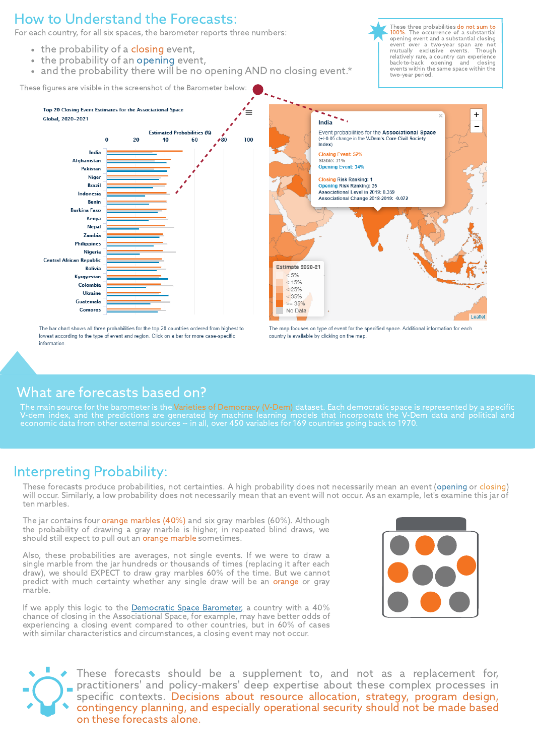## How to Understand the Forecasts:

For each country, for all six spaces, the barometer reports three numbers:

- the probability of a closing event,
- the probability of an opening event,
- and the probability there will be no opening AND no closing event.*

These three probabilities do not sum to 100%. The occurrence of a substantial opening event and a substantial closing event over a two-year span are not mutually exclusive events. Though relatively rare, a country can experience back-to-back opening and closing events within the same space within the two-year period.

These figures are visible in the screenshot of the Barometer below:

Top 20 Closing Event Estimates for the Associational Space
Global, 2020–2021

The bar chart shows all three probabilities for the top 20 countries ordered from highest to lowest according to the type of event and region. Click on a bar for more case-specific information.

India
Event probabilities for the Associational Space
(+/-0.05 change in the V-Dem's Core Civil Society Index)

Closing Event: 52%
Stable: 31%
Opening Event: 34%

Closing Risk Ranking: 1
Opening Risk Ranking: 35
Associational Level in 2019: 0.359
Associational Change 2018-2019: -0.072

The map focuses on type of event for the specified space. Additional information for each country is available by clicking on the map.

## What are forecasts based on?

The main source for the barometer is the Varieties of Democracy (V-Dem) dataset. Each democratic space is represented by a specific V-dem index, and the predictions are generated by machine learning models that incorporate the V-Dem data and political and economic data from other external sources -- in all, over 450 variables for 169 countries going back to 1970.

## Interpreting Probability:

These forecasts produce probabilities, not certainties. A high probability does not necessarily mean an event (opening or closing) will occur. Similarly, a low probability does not necessarily mean that an event will not occur. As an example, let's examine this jar of ten marbles.

The jar contains four orange marbles (40%) and six gray marbles (60%). Although the probability of drawing a gray marble is higher, in repeated blind draws, we should still expect to pull out an orange marble sometimes.

Also, these probabilities are averages, not single events. If we were to draw a single marble from the jar hundreds or thousands of times (replacing it after each draw), we should EXPECT to draw gray marbles 60% of the time. But we cannot predict with much certainty whether any single draw will be an orange or gray marble.

If we apply this logic to the Democratic Space Barometer, a country with a 40% chance of closing in the Associational Space, for example, may have better odds of experiencing a closing event compared to other countries, but in 60% of cases with similar characteristics and circumstances, a closing event may not occur.

These forecasts should be a supplement to, and not as a replacement for, practitioners' and policy-makers' deep expertise about these complex processes in specific contexts. Decisions about resource allocation, strategy, program design, contingency planning, and especially operational security should not be made based on these forecasts alone.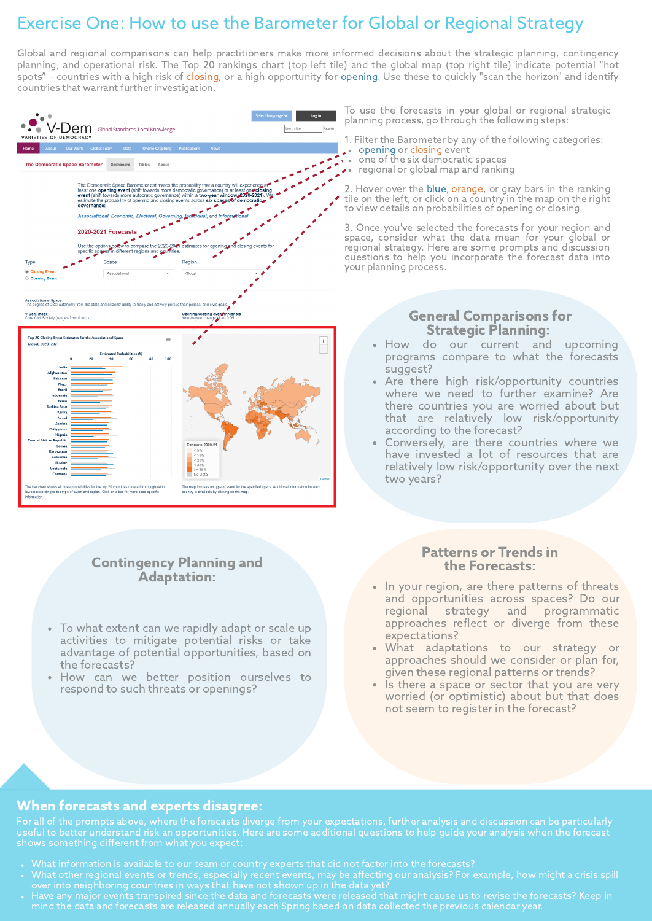# Exercise One: How to use the Barometer for Global or Regional Strategy

Global and regional comparisons can help practitioners make more informed decisions about the strategic planning, contingency planning, and operational risk. The Top 20 rankings chart (top left tile) and the global map (top right tile) indicate potential "hot spots" – countries with a high risk of closing, or a high opportunity for opening. Use these to quickly "scan the horizon" and identify countries that warrant further investigation.

To use the forecasts in your global or regional strategic planning process, go through the following steps:

1. Filter the Barometer by any of the following categories:
   - opening or closing event
   - one of the six democratic spaces
   - regional or global map and ranking

2. Hover over the blue, orange, or gray bars in the ranking tile on the left, or click on a country in the map on the right to view details on probabilities of opening or closing.

3. Once you've selected the forecasts for your region and space, consider what the data mean for your global or regional strategy. Here are some prompts and discussion questions to help you incorporate the forecast data into your planning process.

## General Comparisons for Strategic Planning:

- How do our current and upcoming programs compare to what the forecasts suggest?
- Are there high risk/opportunity countries where we need to further examine? Are there countries you are worried about but that are relatively low risk/opportunity according to the forecast?
- Conversely, are there countries where we have invested a lot of resources that are relatively low risk/opportunity over the next two years?

## Contingency Planning and Adaptation:

- To what extent can we rapidly adapt or scale up activities to mitigate potential risks or take advantage of potential opportunities, based on the forecasts?
- How can we better position ourselves to respond to such threats or openings?

## Patterns or Trends in the Forecasts:

- In your region, are there patterns of threats and opportunities across spaces? Do our regional strategy and programmatic approaches reflect or diverge from these expectations?
- What adaptations to our strategy or approaches should we consider or plan for, given these regional patterns or trends?
- Is there a space or sector that you are very worried (or optimistic) about but that does not seem to register in the forecast?

## When forecasts and experts disagree:

For all of the prompts above, where the forecasts diverge from your expectations, further analysis and discussion can be particularly useful to better understand risk an opportunities. Here are some additional questions to help guide your analysis when the forecast shows something different from what you expect:

- What information is available to our team or country experts that did not factor into the forecasts?
- What other regional events or trends, especially recent events, may be affecting our analysis? For example, how might a crisis spill over into neighboring countries in ways that have not shown up in the data yet?
- Have any major events transpired since the data and forecasts were released that might cause us to revise the forecasts? Keep in mind the data and forecasts are released annually each Spring based on data collected the previous calendar year.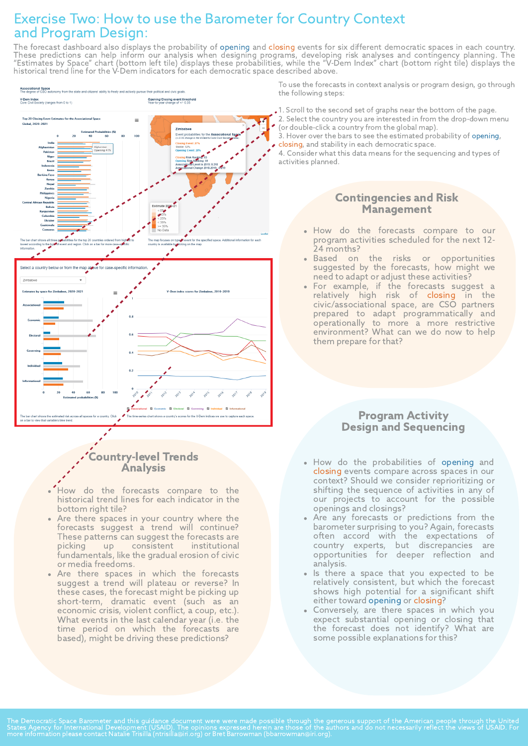# Exercise Two: How to use the Barometer for Country Context and Program Design:

The forecast dashboard also displays the probability of opening and closing events for six different democratic spaces in each country. These predictions can help inform our analysis when designing programs, developing risk analyses and contingency planning. The "Estimates by Space" chart (bottom left tile) displays these probabilities, while the "V-Dem Index" chart (bottom right tile) displays the historical trend line for the V-Dem indicators for each democratic space described above.

To use the forecasts in context analysis or program design, go through the following steps:

1. Scroll to the second set of graphs near the bottom of the page.
2. Select the country you are interested in from the drop-down menu (or double-click a country from the global map).
3. Hover over the bars to see the estimated probability of opening, closing, and stability in each democratic space.
4. Consider what this data means for the sequencing and types of activities planned.

## Contingencies and Risk Management

- How do the forecasts compare to our program activities scheduled for the next 12-24 months?
- Based on the risks or opportunities suggested by the forecasts, how might we need to adapt or adjust these activities?
- For example, if the forecasts suggest a relatively high risk of closing in the civic/associational space, are CSO partners prepared to adapt programmatically and operationally to more a more restrictive environment? What can we do now to help them prepare for that?

## Program Activity Design and Sequencing

- How do the probabilities of opening and closing events compare across spaces in our context? Should we consider reprioritizing or shifting the sequence of activities in any of our projects to account for the possible openings and closings?
- Are any forecasts or predictions from the barometer surprising to you? Again, forecasts often accord with the expectations of country experts, but discrepancies are opportunities for deeper reflection and analysis.
- Is there a space that you expected to be relatively consistent, but which the forecast shows high potential for a significant shift either toward opening or closing?
- Conversely, are there spaces in which you expect substantial opening or closing that the forecast does not identify? What are some possible explanations for this?

## Country-level Trends Analysis

- How do the forecasts compare to the historical trend lines for each indicator in the bottom right tile?
- Are there spaces in your country where the forecasts suggest a trend will continue? These patterns can suggest the forecasts are picking up consistent institutional fundamentals, like the gradual erosion of civic or media freedoms.
- Are there spaces in which the forecasts suggest a trend will plateau or reverse? In these cases, the forecast might be picking up short-term, dramatic event (such as an economic crisis, violent conflict, a coup, etc.). What events in the last calendar year (i.e. the time period on which the forecasts are based), might be driving these predictions?

The Democratic Space Barometer and this guidance document were were made possible through the generous support of the American people through the United States Agency for International Development (USAID). The opinions expressed herein are those of the authors and do not necessarily reflect the views of USAID. For more information please contact Natalie Trisilla (ntrisilla@iri.org) or Bret Barrowman (bbarrowman@iri.org).